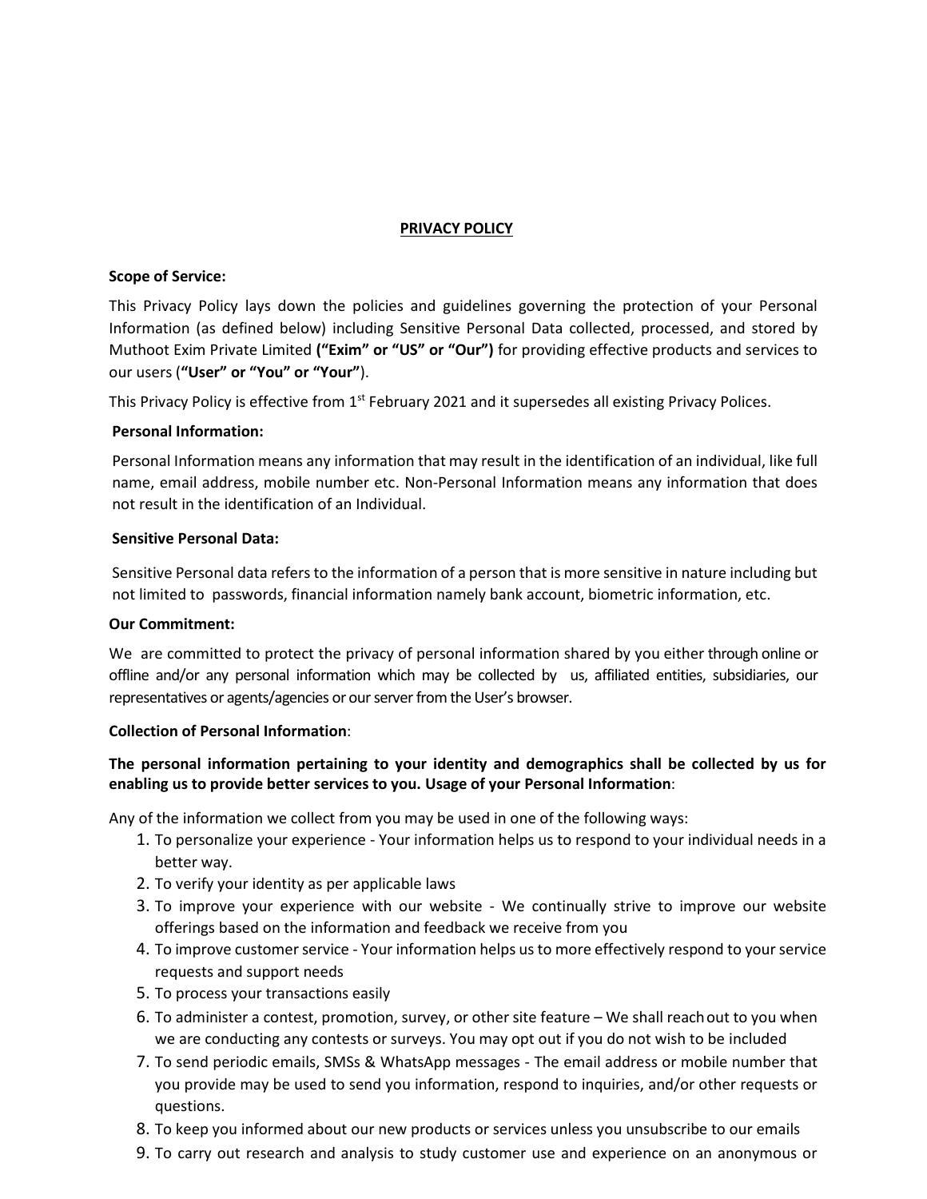# PRIVACY POLICY

**Scope of Service:**

This Privacy Policy lays down the policies and guidelines governing the protection of your Personal Information (as defined below) including Sensitive Personal Data collected, processed, and stored by Muthoot Exim Private Limited **("Exim" or "US" or "Our")** for providing effective products and services to our users (**"User" or "You" or "Your"**).

This Privacy Policy is effective from 1st February 2021 and it supersedes all existing Privacy Polices.

**Personal Information:**

Personal Information means any information that may result in the identification of an individual, like full name, email address, mobile number etc. Non-Personal Information means any information that does not result in the identification of an Individual.

**Sensitive Personal Data:**

Sensitive Personal data refers to the information of a person that is more sensitive in nature including but not limited to passwords, financial information namely bank account, biometric information, etc.

**Our Commitment:**

We are committed to protect the privacy of personal information shared by you either through online or offline and/or any personal information which may be collected by us, affiliated entities, subsidiaries, our representatives or agents/agencies or our server from the User's browser.

**Collection of Personal Information**:

**The personal information pertaining to your identity and demographics shall be collected by us for enabling us to provide better services to you. Usage of your Personal Information**:

Any of the information we collect from you may be used in one of the following ways:

1. To personalize your experience - Your information helps us to respond to your individual needs in a better way.
2. To verify your identity as per applicable laws
3. To improve your experience with our website - We continually strive to improve our website offerings based on the information and feedback we receive from you
4. To improve customer service - Your information helps us to more effectively respond to your service requests and support needs
5. To process your transactions easily
6. To administer a contest, promotion, survey, or other site feature – We shall reach out to you when we are conducting any contests or surveys. You may opt out if you do not wish to be included
7. To send periodic emails, SMSs & WhatsApp messages - The email address or mobile number that you provide may be used to send you information, respond to inquiries, and/or other requests or questions.
8. To keep you informed about our new products or services unless you unsubscribe to our emails
9. To carry out research and analysis to study customer use and experience on an anonymous or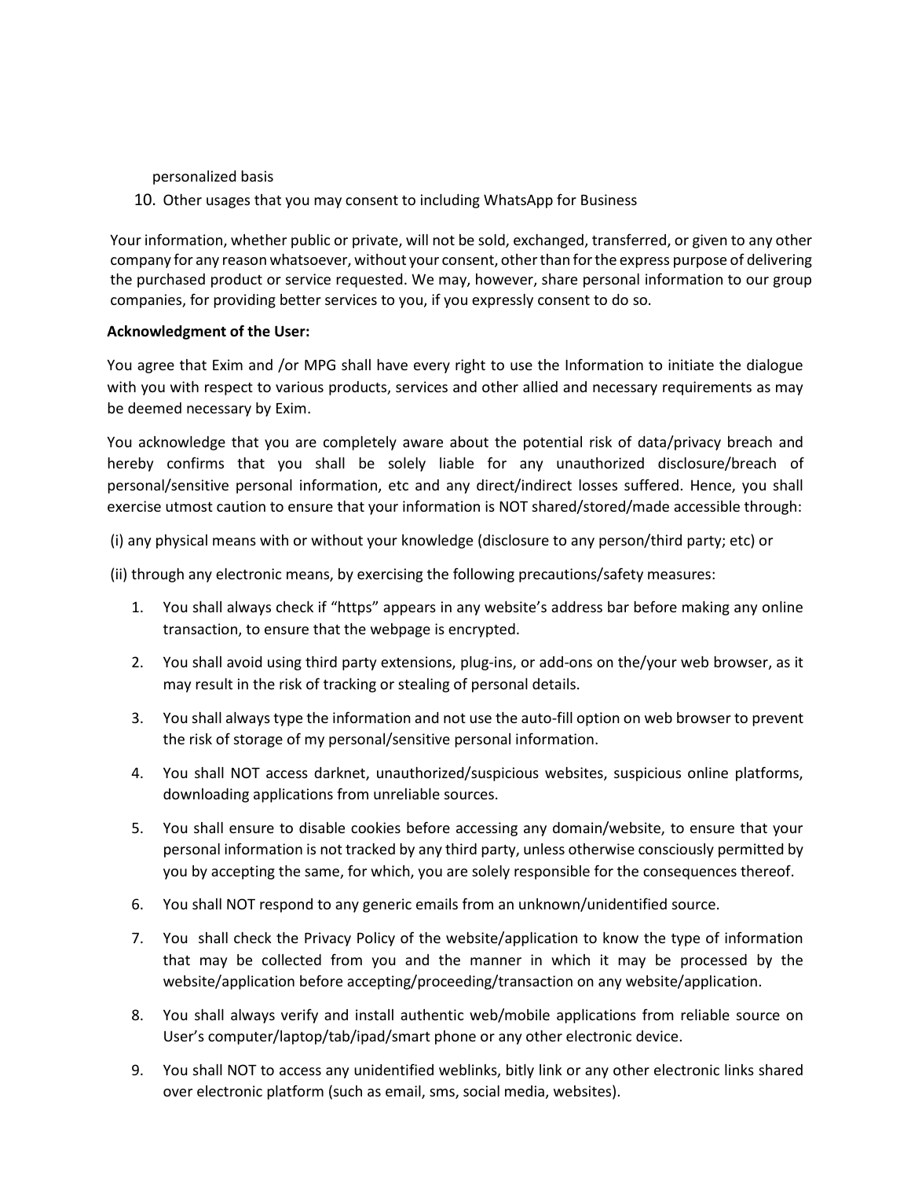personalized basis

10. Other usages that you may consent to including WhatsApp for Business

Your information, whether public or private, will not be sold, exchanged, transferred, or given to any other company for any reason whatsoever, without your consent, other than for the express purpose of delivering the purchased product or service requested. We may, however, share personal information to our group companies, for providing better services to you, if you expressly consent to do so.

**Acknowledgment of the User:**

You agree that Exim and /or MPG shall have every right to use the Information to initiate the dialogue with you with respect to various products, services and other allied and necessary requirements as may be deemed necessary by Exim.

You acknowledge that you are completely aware about the potential risk of data/privacy breach and hereby confirms that you shall be solely liable for any unauthorized disclosure/breach of personal/sensitive personal information, etc and any direct/indirect losses suffered. Hence, you shall exercise utmost caution to ensure that your information is NOT shared/stored/made accessible through:

(i) any physical means with or without your knowledge (disclosure to any person/third party; etc) or

(ii) through any electronic means, by exercising the following precautions/safety measures:

1. You shall always check if "https" appears in any website's address bar before making any online transaction, to ensure that the webpage is encrypted.
2. You shall avoid using third party extensions, plug-ins, or add-ons on the/your web browser, as it may result in the risk of tracking or stealing of personal details.
3. You shall always type the information and not use the auto-fill option on web browser to prevent the risk of storage of my personal/sensitive personal information.
4. You shall NOT access darknet, unauthorized/suspicious websites, suspicious online platforms, downloading applications from unreliable sources.
5. You shall ensure to disable cookies before accessing any domain/website, to ensure that your personal information is not tracked by any third party, unless otherwise consciously permitted by you by accepting the same, for which, you are solely responsible for the consequences thereof.
6. You shall NOT respond to any generic emails from an unknown/unidentified source.
7. You shall check the Privacy Policy of the website/application to know the type of information that may be collected from you and the manner in which it may be processed by the website/application before accepting/proceeding/transaction on any website/application.
8. You shall always verify and install authentic web/mobile applications from reliable source on User's computer/laptop/tab/ipad/smart phone or any other electronic device.
9. You shall NOT to access any unidentified weblinks, bitly link or any other electronic links shared over electronic platform (such as email, sms, social media, websites).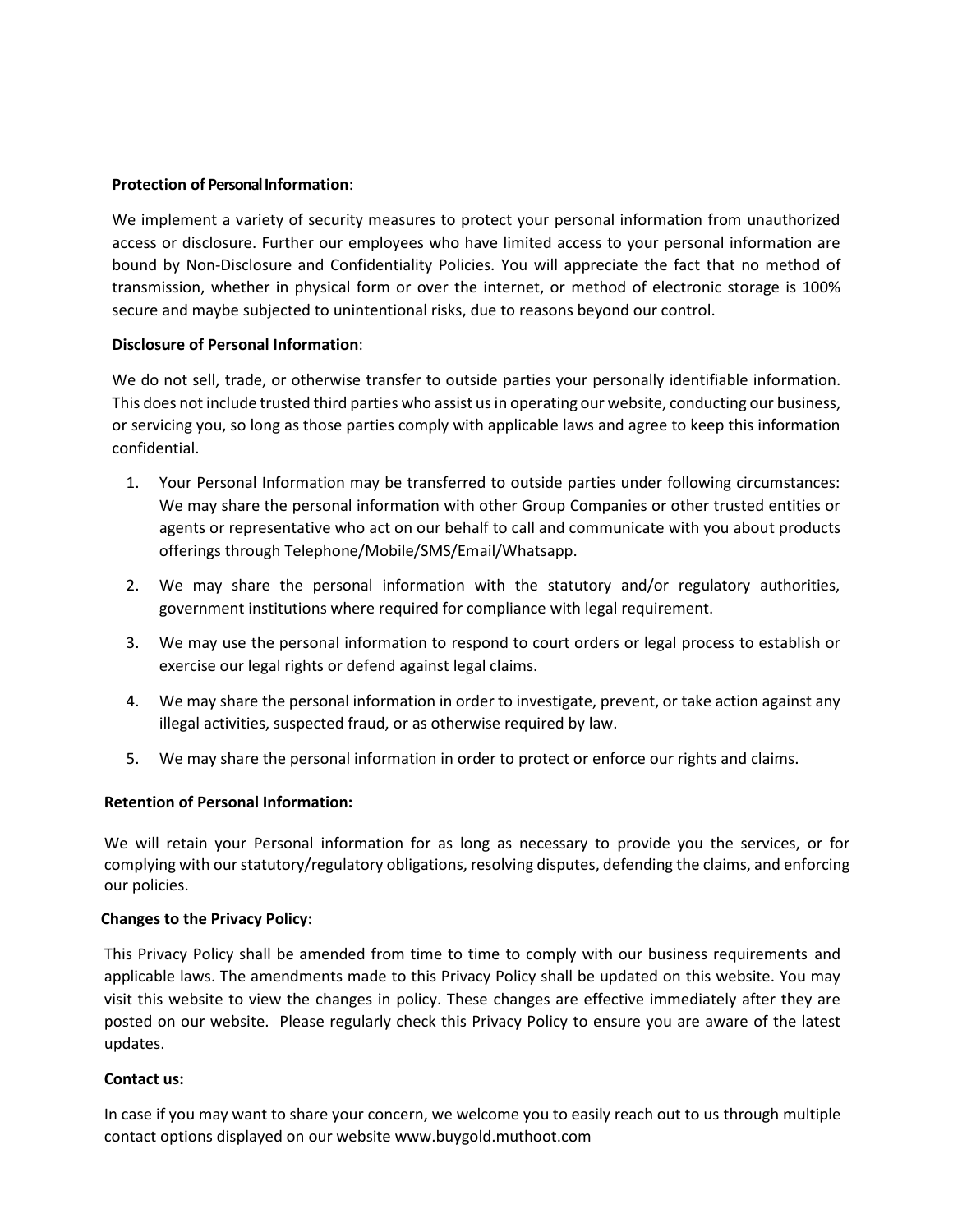**Protection of Personal Information**:

We implement a variety of security measures to protect your personal information from unauthorized access or disclosure. Further our employees who have limited access to your personal information are bound by Non-Disclosure and Confidentiality Policies. You will appreciate the fact that no method of transmission, whether in physical form or over the internet, or method of electronic storage is 100% secure and maybe subjected to unintentional risks, due to reasons beyond our control.

**Disclosure of Personal Information**:

We do not sell, trade, or otherwise transfer to outside parties your personally identifiable information. This does not include trusted third parties who assist us in operating our website, conducting our business, or servicing you, so long as those parties comply with applicable laws and agree to keep this information confidential.

1. Your Personal Information may be transferred to outside parties under following circumstances: We may share the personal information with other Group Companies or other trusted entities or agents or representative who act on our behalf to call and communicate with you about products offerings through Telephone/Mobile/SMS/Email/Whatsapp.
2. We may share the personal information with the statutory and/or regulatory authorities, government institutions where required for compliance with legal requirement.
3. We may use the personal information to respond to court orders or legal process to establish or exercise our legal rights or defend against legal claims.
4. We may share the personal information in order to investigate, prevent, or take action against any illegal activities, suspected fraud, or as otherwise required by law.
5. We may share the personal information in order to protect or enforce our rights and claims.

**Retention of Personal Information:**

We will retain your Personal information for as long as necessary to provide you the services, or for complying with our statutory/regulatory obligations, resolving disputes, defending the claims, and enforcing our policies.

**Changes to the Privacy Policy:**

This Privacy Policy shall be amended from time to time to comply with our business requirements and applicable laws. The amendments made to this Privacy Policy shall be updated on this website. You may visit this website to view the changes in policy. These changes are effective immediately after they are posted on our website. Please regularly check this Privacy Policy to ensure you are aware of the latest updates.

**Contact us:**

In case if you may want to share your concern, we welcome you to easily reach out to us through multiple contact options displayed on our website www.buygold.muthoot.com